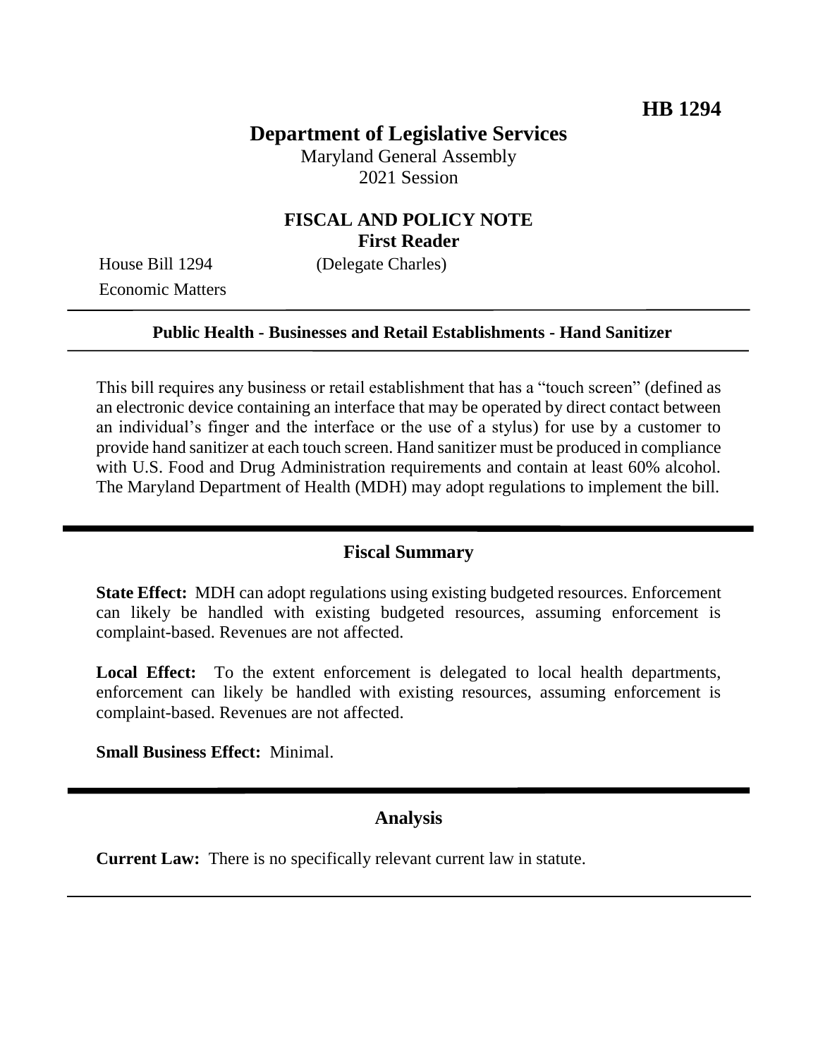**HB 1294**

# Department of Legislative Services

Maryland General Assembly
2021 Session

## FISCAL AND POLICY NOTE
**First Reader**

House Bill 1294 (Delegate Charles)
Economic Matters

---

**Public Health - Businesses and Retail Establishments - Hand Sanitizer**

---

This bill requires any business or retail establishment that has a "touch screen" (defined as an electronic device containing an interface that may be operated by direct contact between an individual's finger and the interface or the use of a stylus) for use by a customer to provide hand sanitizer at each touch screen. Hand sanitizer must be produced in compliance with U.S. Food and Drug Administration requirements and contain at least 60% alcohol. The Maryland Department of Health (MDH) may adopt regulations to implement the bill.

---

## Fiscal Summary

**State Effect:** MDH can adopt regulations using existing budgeted resources. Enforcement can likely be handled with existing budgeted resources, assuming enforcement is complaint-based. Revenues are not affected.

**Local Effect:** To the extent enforcement is delegated to local health departments, enforcement can likely be handled with existing resources, assuming enforcement is complaint-based. Revenues are not affected.

**Small Business Effect:** Minimal.

---

## Analysis

**Current Law:** There is no specifically relevant current law in statute.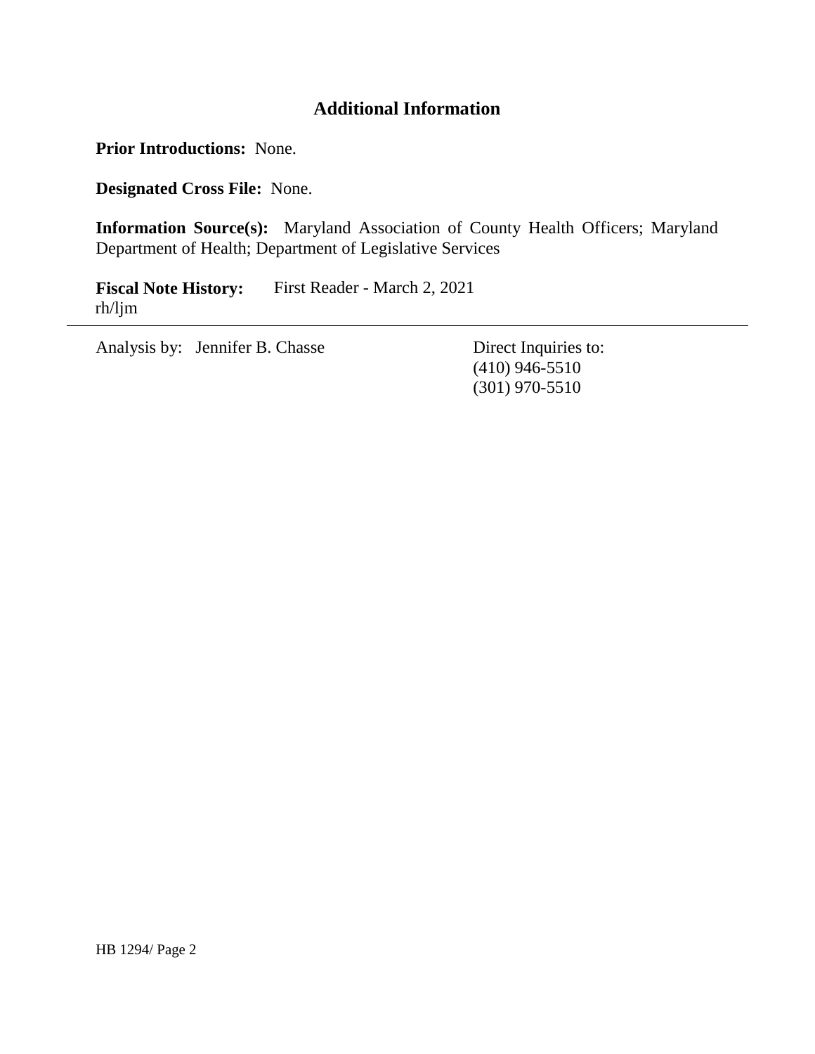## Additional Information

**Prior Introductions:** None.

**Designated Cross File:** None.

**Information Source(s):** Maryland Association of County Health Officers; Maryland Department of Health; Department of Legislative Services

**Fiscal Note History:** First Reader - March 2, 2021
rh/ljm

---

Analysis by: Jennifer B. Chasse

Direct Inquiries to:
(410) 946-5510
(301) 970-5510